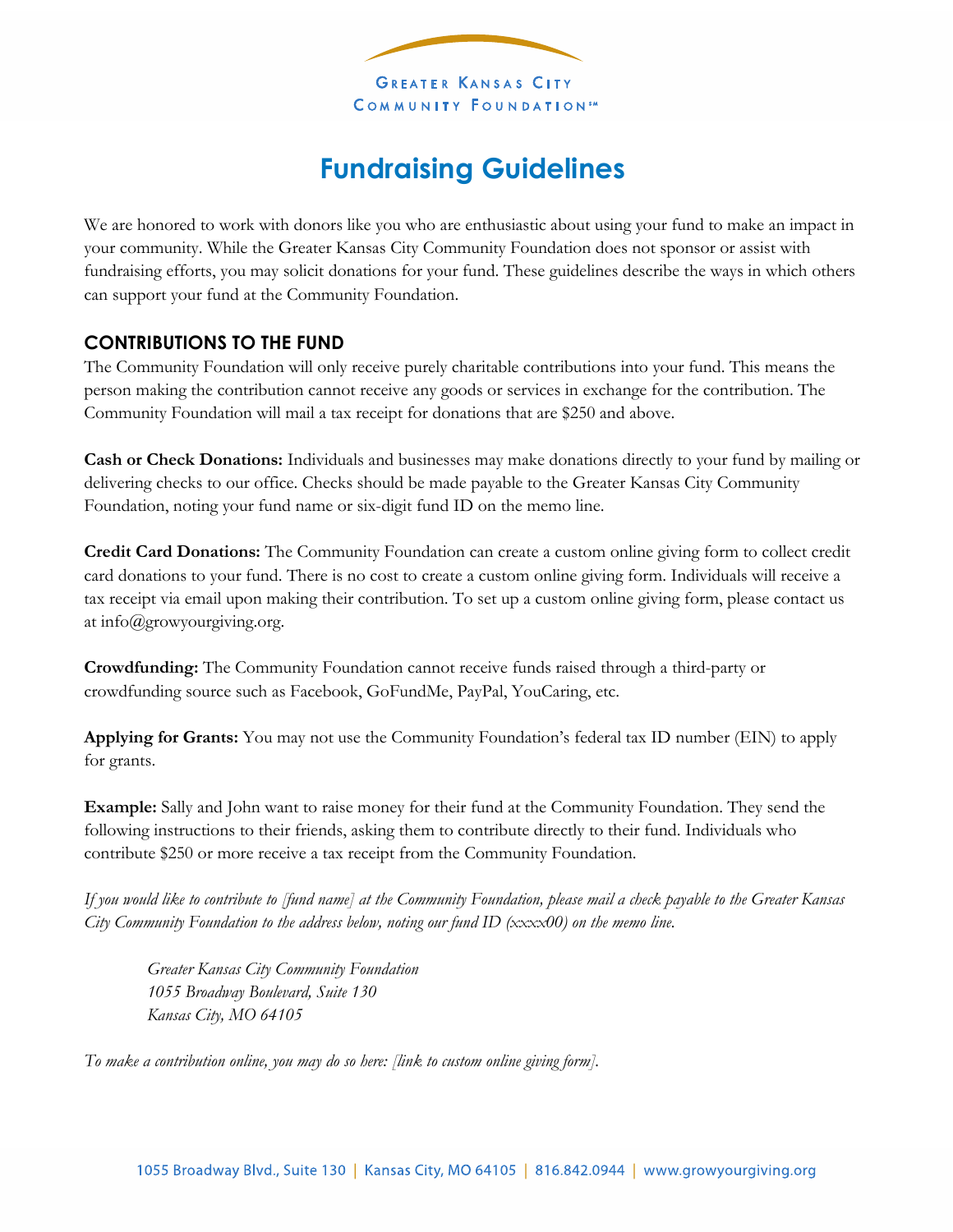Greater Kansas City Community Foundation℠

# Fundraising Guidelines

We are honored to work with donors like you who are enthusiastic about using your fund to make an impact in your community. While the Greater Kansas City Community Foundation does not sponsor or assist with fundraising efforts, you may solicit donations for your fund. These guidelines describe the ways in which others can support your fund at the Community Foundation.

## CONTRIBUTIONS TO THE FUND

The Community Foundation will only receive purely charitable contributions into your fund. This means the person making the contribution cannot receive any goods or services in exchange for the contribution. The Community Foundation will mail a tax receipt for donations that are $250 and above.

**Cash or Check Donations:** Individuals and businesses may make donations directly to your fund by mailing or delivering checks to our office. Checks should be made payable to the Greater Kansas City Community Foundation, noting your fund name or six-digit fund ID on the memo line.

**Credit Card Donations:** The Community Foundation can create a custom online giving form to collect credit card donations to your fund. There is no cost to create a custom online giving form. Individuals will receive a tax receipt via email upon making their contribution. To set up a custom online giving form, please contact us at info@growyourgiving.org.

**Crowdfunding:** The Community Foundation cannot receive funds raised through a third-party or crowdfunding source such as Facebook, GoFundMe, PayPal, YouCaring, etc.

**Applying for Grants:** You may not use the Community Foundation's federal tax ID number (EIN) to apply for grants.

**Example:** Sally and John want to raise money for their fund at the Community Foundation. They send the following instructions to their friends, asking them to contribute directly to their fund. Individuals who contribute $250 or more receive a tax receipt from the Community Foundation.

*If you would like to contribute to [fund name] at the Community Foundation, please mail a check payable to the Greater Kansas City Community Foundation to the address below, noting our fund ID (xxxx00) on the memo line.*

> *Greater Kansas City Community Foundation*
> *1055 Broadway Boulevard, Suite 130*
> *Kansas City, MO 64105*

*To make a contribution online, you may do so here: [link to custom online giving form].*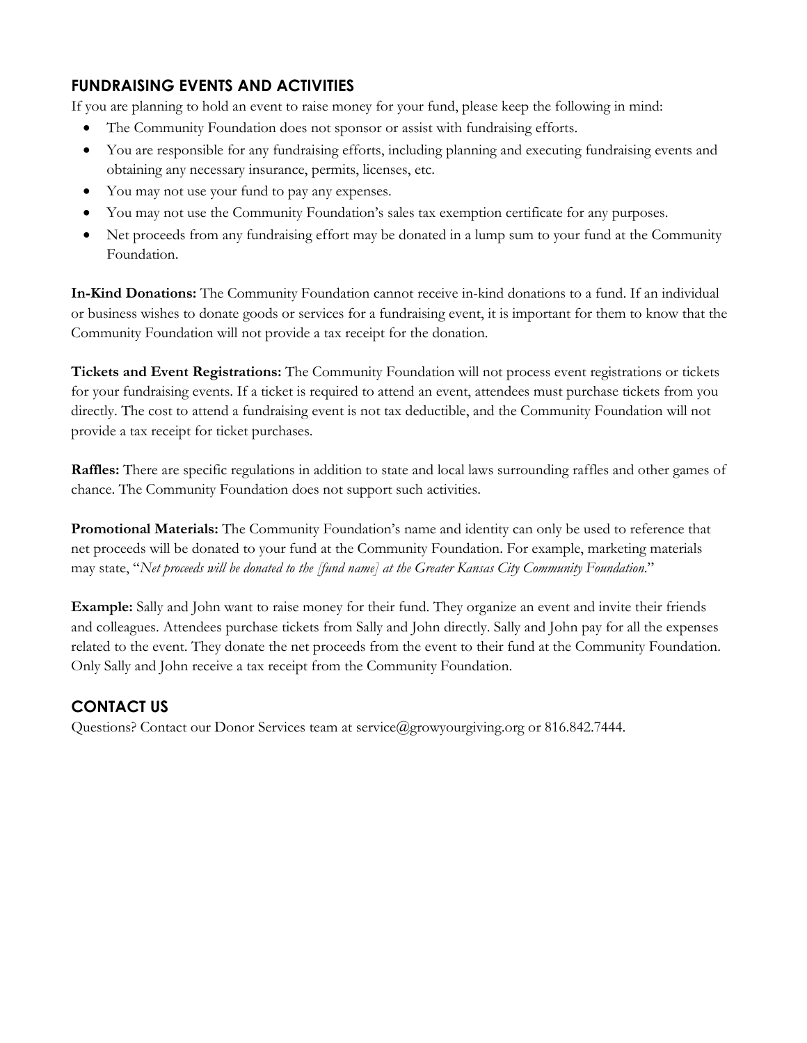## FUNDRAISING EVENTS AND ACTIVITIES

If you are planning to hold an event to raise money for your fund, please keep the following in mind:

- The Community Foundation does not sponsor or assist with fundraising efforts.
- You are responsible for any fundraising efforts, including planning and executing fundraising events and obtaining any necessary insurance, permits, licenses, etc.
- You may not use your fund to pay any expenses.
- You may not use the Community Foundation's sales tax exemption certificate for any purposes.
- Net proceeds from any fundraising effort may be donated in a lump sum to your fund at the Community Foundation.

**In-Kind Donations:** The Community Foundation cannot receive in-kind donations to a fund. If an individual or business wishes to donate goods or services for a fundraising event, it is important for them to know that the Community Foundation will not provide a tax receipt for the donation.

**Tickets and Event Registrations:** The Community Foundation will not process event registrations or tickets for your fundraising events. If a ticket is required to attend an event, attendees must purchase tickets from you directly. The cost to attend a fundraising event is not tax deductible, and the Community Foundation will not provide a tax receipt for ticket purchases.

**Raffles:** There are specific regulations in addition to state and local laws surrounding raffles and other games of chance. The Community Foundation does not support such activities.

**Promotional Materials:** The Community Foundation's name and identity can only be used to reference that net proceeds will be donated to your fund at the Community Foundation. For example, marketing materials may state, "*Net proceeds will be donated to the [fund name] at the Greater Kansas City Community Foundation*."

**Example:** Sally and John want to raise money for their fund. They organize an event and invite their friends and colleagues. Attendees purchase tickets from Sally and John directly. Sally and John pay for all the expenses related to the event. They donate the net proceeds from the event to their fund at the Community Foundation. Only Sally and John receive a tax receipt from the Community Foundation.

## CONTACT US

Questions? Contact our Donor Services team at service@growyourgiving.org or 816.842.7444.